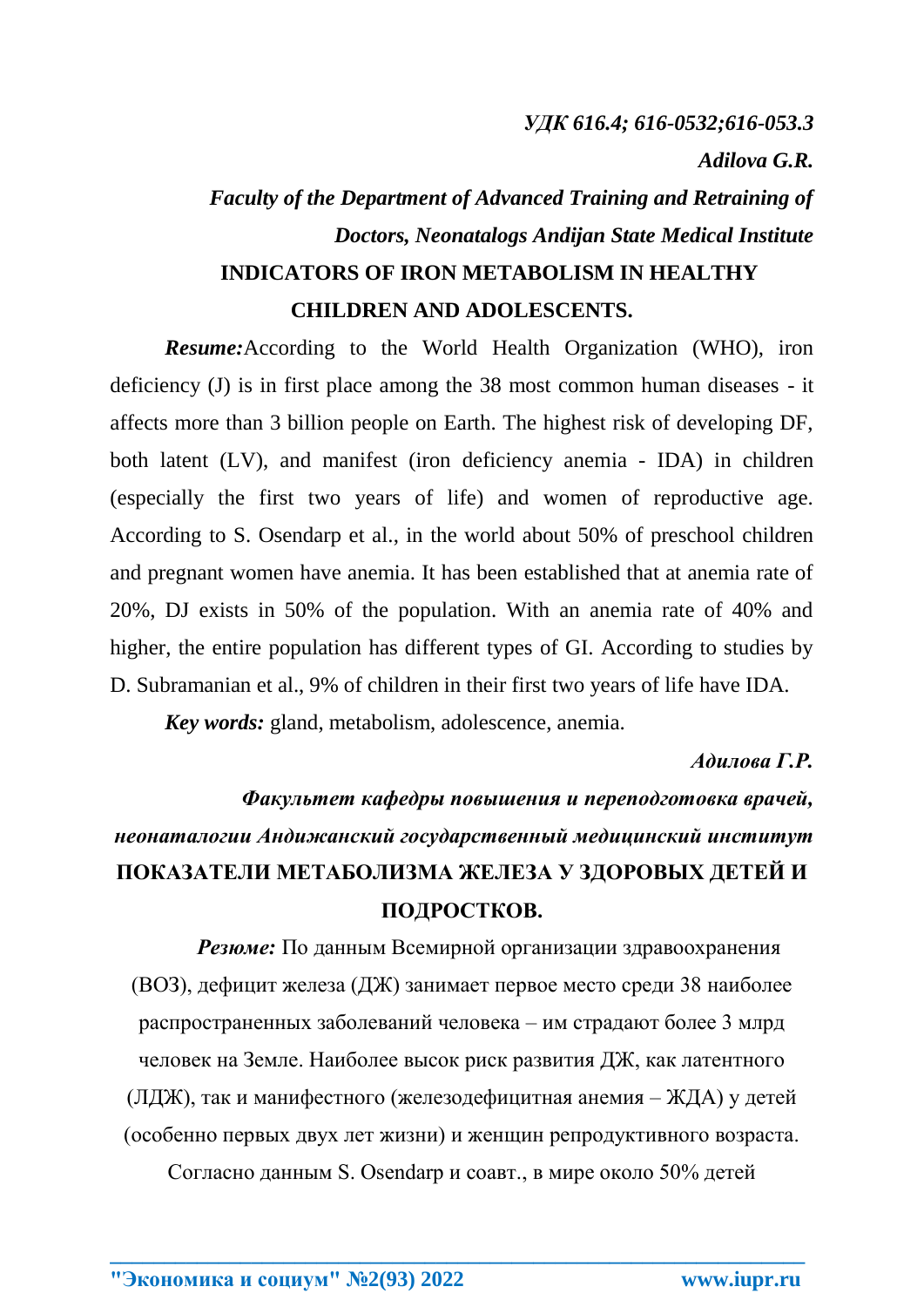*УДК 616.4; 616-0532;616-053.3*

***Adilova G.R.***

***Faculty of the Department of Advanced Training and Retraining of Doctors, Neonatalogs Andijan State Medical Institute***

## INDICATORS OF IRON METABOLISM IN HEALTHY CHILDREN AND ADOLESCENTS.

***Resume:*** According to the World Health Organization (WHO), iron deficiency (J) is in first place among the 38 most common human diseases - it affects more than 3 billion people on Earth. The highest risk of developing DF, both latent (LV), and manifest (iron deficiency anemia - IDA) in children (especially the first two years of life) and women of reproductive age. According to S. Osendarp et al., in the world about 50% of preschool children and pregnant women have anemia. It has been established that at anemia rate of 20%, DJ exists in 50% of the population. With an anemia rate of 40% and higher, the entire population has different types of GI. According to studies by D. Subramanian et al., 9% of children in their first two years of life have IDA.

***Key words:*** gland, metabolism, adolescence, anemia.

***Адилова Г.Р.***

***Факультет кафедры повышения и переподготовка врачей, неонаталогии Андижанский государственный медицинский институт***

## ПОКАЗАТЕЛИ МЕТАБОЛИЗМА ЖЕЛЕЗА У ЗДОРОВЫХ ДЕТЕЙ И ПОДРОСТКОВ.

***Резюме:*** По данным Всемирной организации здравоохранения (ВОЗ), дефицит железа (ДЖ) занимает первое место среди 38 наиболее распространенных заболеваний человека – им страдают более 3 млрд человек на Земле. Наиболее высок риск развития ДЖ, как латентного (ЛДЖ), так и манифестного (железодефицитная анемия – ЖДА) у детей (особенно первых двух лет жизни) и женщин репродуктивного возраста. Согласно данным S. Osendarp и соавт., в мире около 50% детей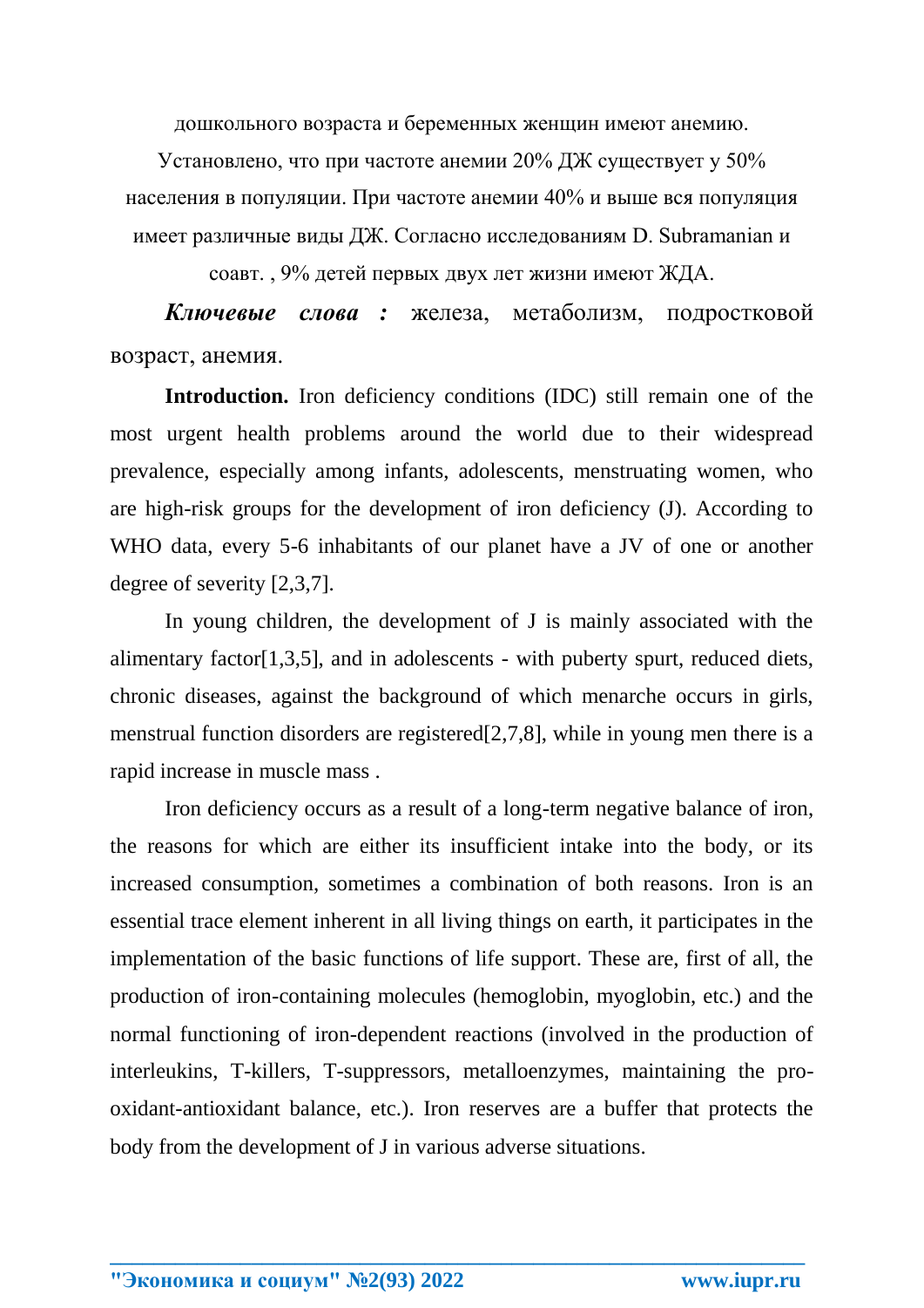дошкольного возраста и беременных женщин имеют анемию. Установлено, что при частоте анемии 20% ДЖ существует у 50% населения в популяции. При частоте анемии 40% и выше вся популяция имеет различные виды ДЖ. Согласно исследованиям D. Subramanian и соавт. , 9% детей первых двух лет жизни имеют ЖДА.

***Ключевые слова :*** железа, метаболизм, подростковой возраст, анемия.

**Introduction.** Iron deficiency conditions (IDC) still remain one of the most urgent health problems around the world due to their widespread prevalence, especially among infants, adolescents, menstruating women, who are high-risk groups for the development of iron deficiency (J). According to WHO data, every 5-6 inhabitants of our planet have a JV of one or another degree of severity [2,3,7].

In young children, the development of J is mainly associated with the alimentary factor[1,3,5], and in adolescents - with puberty spurt, reduced diets, chronic diseases, against the background of which menarche occurs in girls, menstrual function disorders are registered[2,7,8], while in young men there is a rapid increase in muscle mass .

Iron deficiency occurs as a result of a long-term negative balance of iron, the reasons for which are either its insufficient intake into the body, or its increased consumption, sometimes a combination of both reasons. Iron is an essential trace element inherent in all living things on earth, it participates in the implementation of the basic functions of life support. These are, first of all, the production of iron-containing molecules (hemoglobin, myoglobin, etc.) and the normal functioning of iron-dependent reactions (involved in the production of interleukins, T-killers, T-suppressors, metalloenzymes, maintaining the pro-oxidant-antioxidant balance, etc.). Iron reserves are a buffer that protects the body from the development of J in various adverse situations.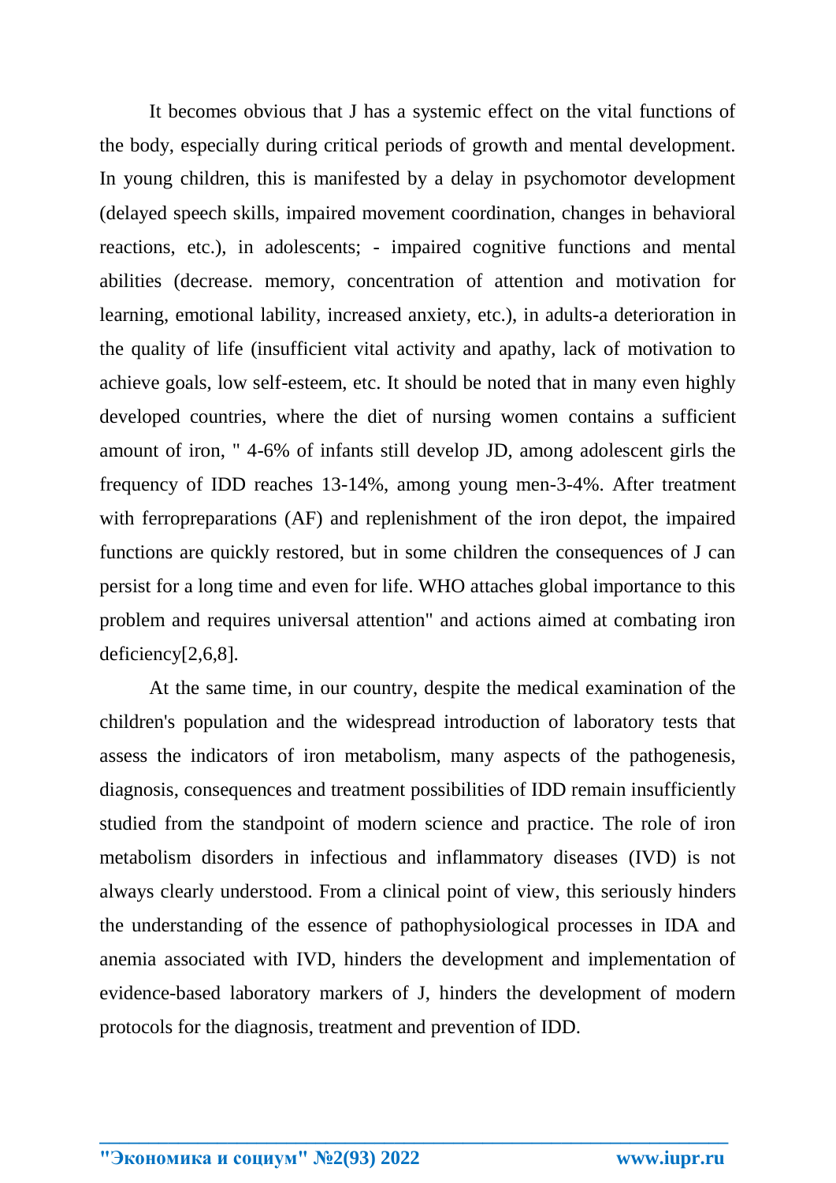It becomes obvious that J has a systemic effect on the vital functions of the body, especially during critical periods of growth and mental development. In young children, this is manifested by a delay in psychomotor development (delayed speech skills, impaired movement coordination, changes in behavioral reactions, etc.), in adolescents; - impaired cognitive functions and mental abilities (decrease. memory, concentration of attention and motivation for learning, emotional lability, increased anxiety, etc.), in adults-a deterioration in the quality of life (insufficient vital activity and apathy, lack of motivation to achieve goals, low self-esteem, etc. It should be noted that in many even highly developed countries, where the diet of nursing women contains a sufficient amount of iron, " 4-6% of infants still develop JD, among adolescent girls the frequency of IDD reaches 13-14%, among young men-3-4%. After treatment with ferropreparations (AF) and replenishment of the iron depot, the impaired functions are quickly restored, but in some children the consequences of J can persist for a long time and even for life. WHO attaches global importance to this problem and requires universal attention" and actions aimed at combating iron deficiency[2,6,8].

At the same time, in our country, despite the medical examination of the children's population and the widespread introduction of laboratory tests that assess the indicators of iron metabolism, many aspects of the pathogenesis, diagnosis, consequences and treatment possibilities of IDD remain insufficiently studied from the standpoint of modern science and practice. The role of iron metabolism disorders in infectious and inflammatory diseases (IVD) is not always clearly understood. From a clinical point of view, this seriously hinders the understanding of the essence of pathophysiological processes in IDA and anemia associated with IVD, hinders the development and implementation of evidence-based laboratory markers of J, hinders the development of modern protocols for the diagnosis, treatment and prevention of IDD.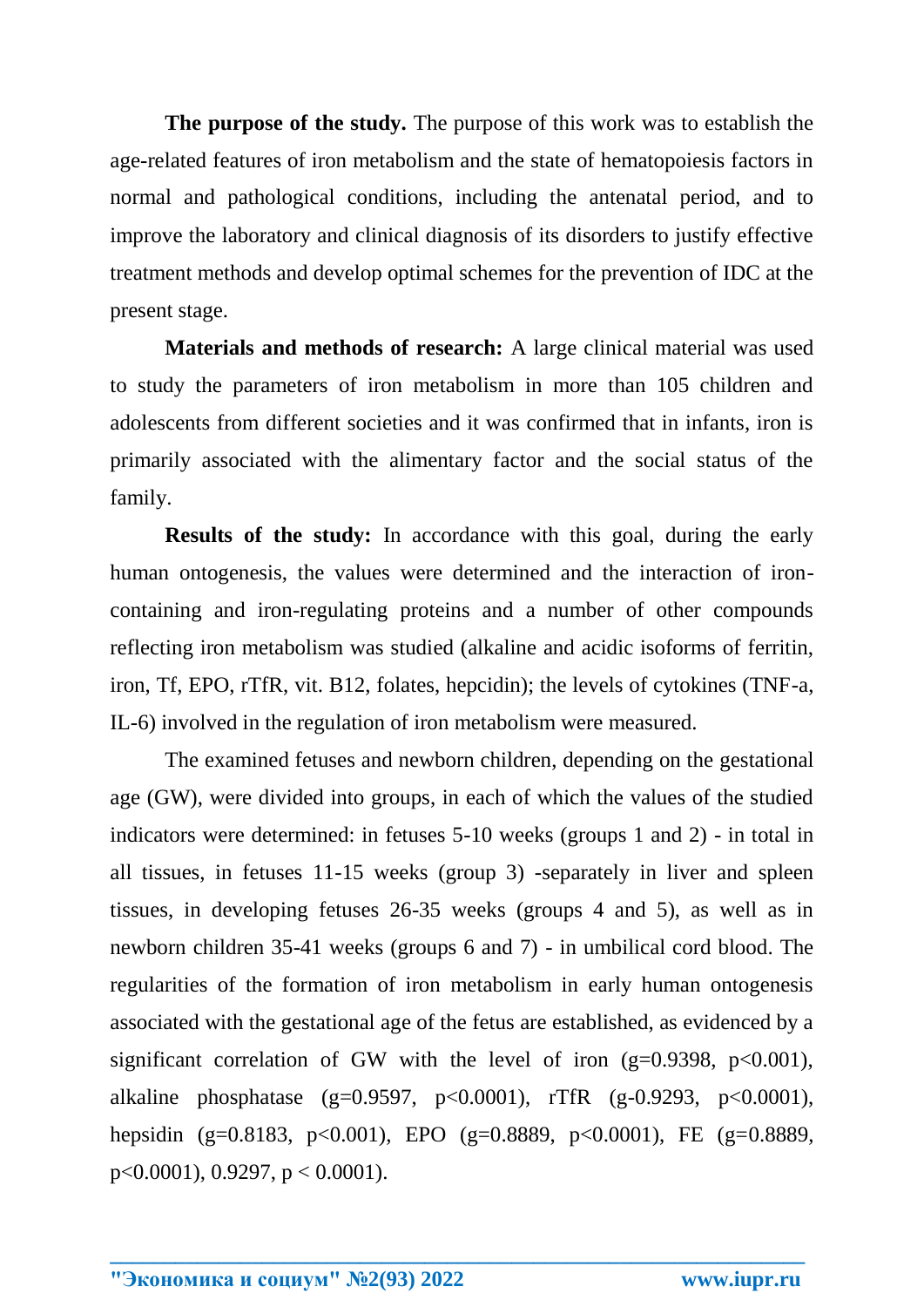**The purpose of the study.** The purpose of this work was to establish the age-related features of iron metabolism and the state of hematopoiesis factors in normal and pathological conditions, including the antenatal period, and to improve the laboratory and clinical diagnosis of its disorders to justify effective treatment methods and develop optimal schemes for the prevention of IDC at the present stage.

**Materials and methods of research:** A large clinical material was used to study the parameters of iron metabolism in more than 105 children and adolescents from different societies and it was confirmed that in infants, iron is primarily associated with the alimentary factor and the social status of the family.

**Results of the study:** In accordance with this goal, during the early human ontogenesis, the values were determined and the interaction of iron-containing and iron-regulating proteins and a number of other compounds reflecting iron metabolism was studied (alkaline and acidic isoforms of ferritin, iron, Tf, EPO, rTfR, vit. B12, folates, hepcidin); the levels of cytokines (TNF-a, IL-6) involved in the regulation of iron metabolism were measured.

The examined fetuses and newborn children, depending on the gestational age (GW), were divided into groups, in each of which the values of the studied indicators were determined: in fetuses 5-10 weeks (groups 1 and 2) - in total in all tissues, in fetuses 11-15 weeks (group 3) -separately in liver and spleen tissues, in developing fetuses 26-35 weeks (groups 4 and 5), as well as in newborn children 35-41 weeks (groups 6 and 7) - in umbilical cord blood. The regularities of the formation of iron metabolism in early human ontogenesis associated with the gestational age of the fetus are established, as evidenced by a significant correlation of GW with the level of iron ($g=0.9398$, $p<0.001$), alkaline phosphatase ($g=0.9597$, $p<0.0001$), rTfR ($g-0.9293$, $p<0.0001$), hepsidin ($g=0.8183$, $p<0.001$), EPO ($g=0.8889$, $p<0.0001$), FE ($g=0.8889$, $p<0.0001$), 0.9297, $p < 0.0001$).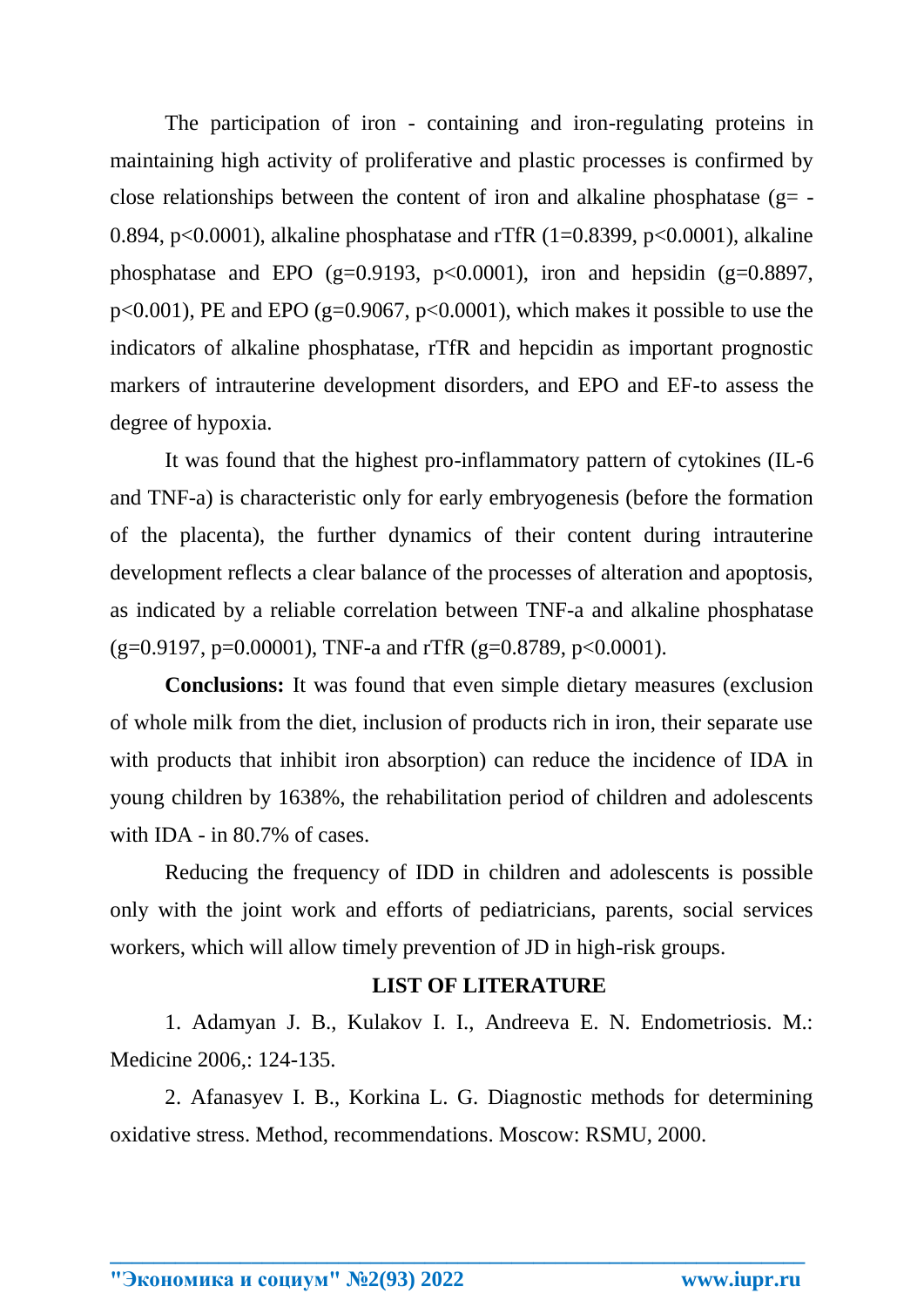The participation of iron - containing and iron-regulating proteins in maintaining high activity of proliferative and plastic processes is confirmed by close relationships between the content of iron and alkaline phosphatase ($g= -0.894$, $p<0.0001$), alkaline phosphatase and rTfR ($1=0.8399$, $p<0.0001$), alkaline phosphatase and EPO ($g=0.9193$, $p<0.0001$), iron and hepsidin ($g=0.8897$, $p<0.001$), PE and EPO ($g=0.9067$, $p<0.0001$), which makes it possible to use the indicators of alkaline phosphatase, rTfR and hepcidin as important prognostic markers of intrauterine development disorders, and EPO and EF-to assess the degree of hypoxia.

It was found that the highest pro-inflammatory pattern of cytokines (IL-6 and TNF-a) is characteristic only for early embryogenesis (before the formation of the placenta), the further dynamics of their content during intrauterine development reflects a clear balance of the processes of alteration and apoptosis, as indicated by a reliable correlation between TNF-a and alkaline phosphatase ($g=0.9197$, $p=0.00001$), TNF-a and rTfR ($g=0.8789$, $p<0.0001$).

**Conclusions:** It was found that even simple dietary measures (exclusion of whole milk from the diet, inclusion of products rich in iron, their separate use with products that inhibit iron absorption) can reduce the incidence of IDA in young children by 1638%, the rehabilitation period of children and adolescents with IDA - in 80.7% of cases.

Reducing the frequency of IDD in children and adolescents is possible only with the joint work and efforts of pediatricians, parents, social services workers, which will allow timely prevention of JD in high-risk groups.

**LIST OF LITERATURE**

1. Adamyan J. B., Kulakov I. I., Andreeva E. N. Endometriosis. M.: Medicine 2006,: 124-135.

2. Afanasyev I. B., Korkina L. G. Diagnostic methods for determining oxidative stress. Method, recommendations. Moscow: RSMU, 2000.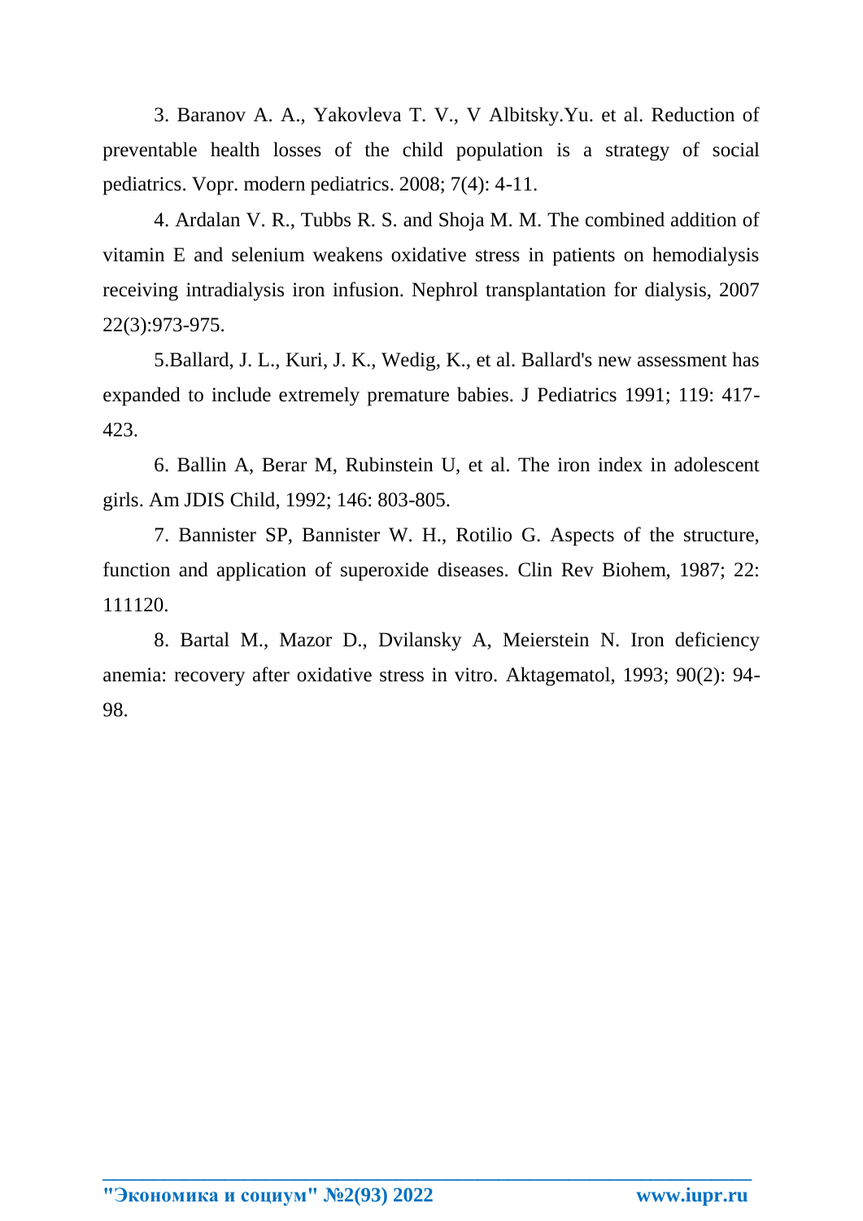3. Baranov A. A., Yakovleva T. V., V Albitsky.Yu. et al. Reduction of preventable health losses of the child population is a strategy of social pediatrics. Vopr. modern pediatrics. 2008; 7(4): 4-11.

4. Ardalan V. R., Tubbs R. S. and Shoja M. M. The combined addition of vitamin E and selenium weakens oxidative stress in patients on hemodialysis receiving intradialysis iron infusion. Nephrol transplantation for dialysis, 2007 22(3):973-975.

5.Ballard, J. L., Kuri, J. K., Wedig, K., et al. Ballard's new assessment has expanded to include extremely premature babies. J Pediatrics 1991; 119: 417-423.

6. Ballin A, Berar M, Rubinstein U, et al. The iron index in adolescent girls. Am JDIS Child, 1992; 146: 803-805.

7. Bannister SP, Bannister W. H., Rotilio G. Aspects of the structure, function and application of superoxide diseases. Clin Rev Biohem, 1987; 22: 111120.

8. Bartal M., Mazor D., Dvilansky A, Meierstein N. Iron deficiency anemia: recovery after oxidative stress in vitro. Aktagematol, 1993; 90(2): 94-98.